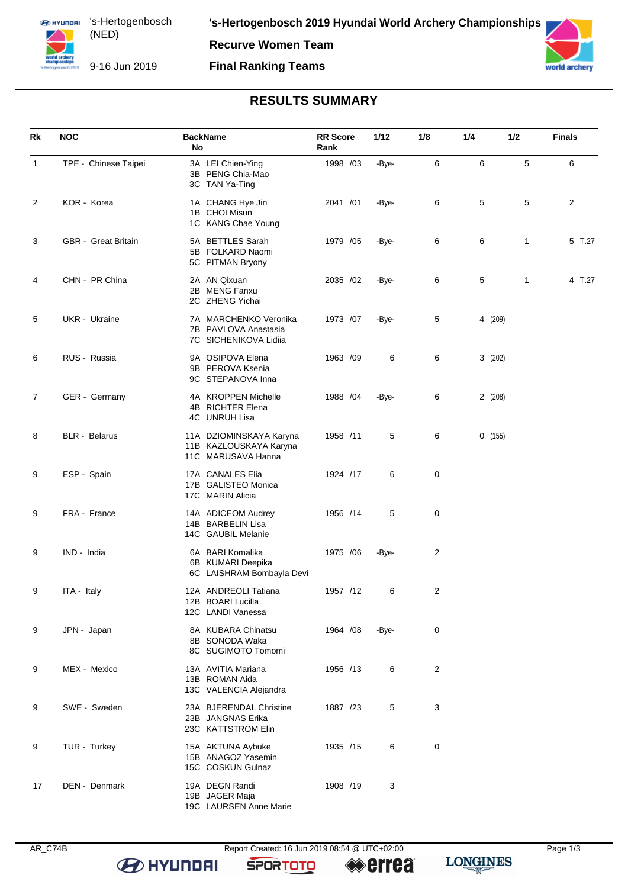's-Hertogenbosch (NED)

9-16 Jun 2019

# 's-Hertogenbosch 2019 Hyundai World Archery Championships

## Recurve Women Team

## Final Ranking Teams

### RESULTS SUMMARY

| Rk | NOC | BackName No | RR Score Rank | 1/12 | 1/8 | 1/4 | 1/2 | Finals |
|---|---|---|---|---|---|---|---|---|
| 1 | TPE - Chinese Taipei | 3A LEI Chien-Ying<br>3B PENG Chia-Mao<br>3C TAN Ya-Ting | 1998 /03 | -Bye- | 6 | 6 | 5 | 6 |
| 2 | KOR - Korea | 1A CHANG Hye Jin<br>1B CHOI Misun<br>1C KANG Chae Young | 2041 /01 | -Bye- | 6 | 5 | 5 | 2 |
| 3 | GBR - Great Britain | 5A BETTLES Sarah<br>5B FOLKARD Naomi<br>5C PITMAN Bryony | 1979 /05 | -Bye- | 6 | 6 | 1 | 5 T.27 |
| 4 | CHN - PR China | 2A AN Qixuan<br>2B MENG Fanxu<br>2C ZHENG Yichai | 2035 /02 | -Bye- | 6 | 5 | 1 | 4 T.27 |
| 5 | UKR - Ukraine | 7A MARCHENKO Veronika<br>7B PAVLOVA Anastasia<br>7C SICHENIKOVA Lidiia | 1973 /07 | -Bye- | 5 | 4 (209) | | |
| 6 | RUS - Russia | 9A OSIPOVA Elena<br>9B PEROVA Ksenia<br>9C STEPANOVA Inna | 1963 /09 | 6 | 6 | 3 (202) | | |
| 7 | GER - Germany | 4A KROPPEN Michelle<br>4B RICHTER Elena<br>4C UNRUH Lisa | 1988 /04 | -Bye- | 6 | 2 (208) | | |
| 8 | BLR - Belarus | 11A DZIOMINSKAYA Karyna<br>11B KAZLOUSKAYA Karyna<br>11C MARUSAVA Hanna | 1958 /11 | 5 | 6 | 0 (155) | | |
| 9 | ESP - Spain | 17A CANALES Elia<br>17B GALISTEO Monica<br>17C MARIN Alicia | 1924 /17 | 6 | 0 | | | |
| 9 | FRA - France | 14A ADICEOM Audrey<br>14B BARBELIN Lisa<br>14C GAUBIL Melanie | 1956 /14 | 5 | 0 | | | |
| 9 | IND - India | 6A BARI Komalika<br>6B KUMARI Deepika<br>6C LAISHRAM Bombayla Devi | 1975 /06 | -Bye- | 2 | | | |
| 9 | ITA - Italy | 12A ANDREOLI Tatiana<br>12B BOARI Lucilla<br>12C LANDI Vanessa | 1957 /12 | 6 | 2 | | | |
| 9 | JPN - Japan | 8A KUBARA Chinatsu<br>8B SONODA Waka<br>8C SUGIMOTO Tomomi | 1964 /08 | -Bye- | 0 | | | |
| 9 | MEX - Mexico | 13A AVITIA Mariana<br>13B ROMAN Aida<br>13C VALENCIA Alejandra | 1956 /13 | 6 | 2 | | | |
| 9 | SWE - Sweden | 23A BJERENDAL Christine<br>23B JANGNAS Erika<br>23C KATTSTROM Elin | 1887 /23 | 5 | 3 | | | |
| 9 | TUR - Turkey | 15A AKTUNA Aybuke<br>15B ANAGOZ Yasemin<br>15C COSKUN Gulnaz | 1935 /15 | 6 | 0 | | | |
| 17 | DEN - Denmark | 19A DEGN Randi<br>19B JAGER Maja<br>19C LAURSEN Anne Marie | 1908 /19 | 3 | | | | |

AR_C74B Report Created: 16 Jun 2019 08:54 @ UTC+02:00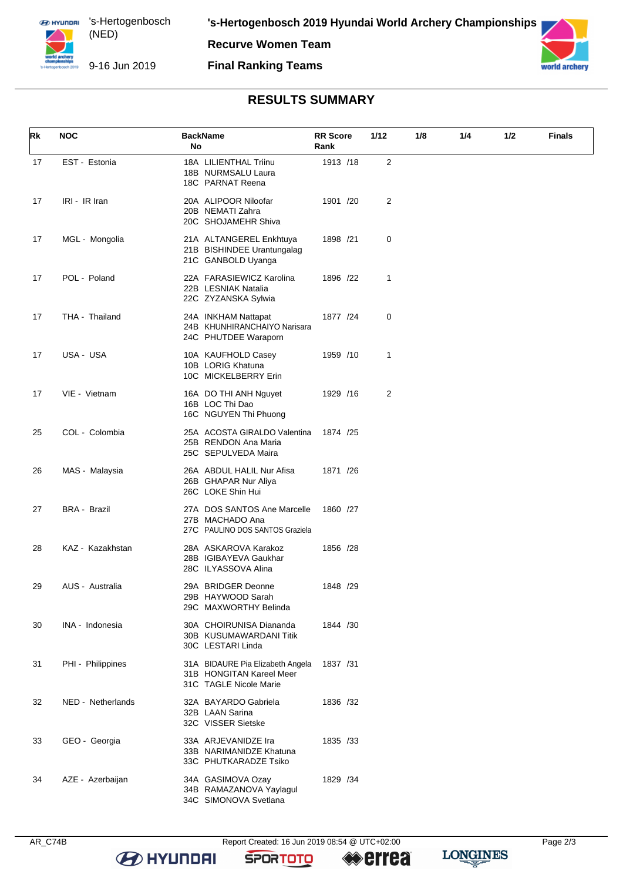# 's-Hertogenbosch 2019 Hyundai World Archery Championships

**Recurve Women Team**

**Final Ranking Teams**

's-Hertogenbosch (NED)

9-16 Jun 2019

## RESULTS SUMMARY

| Rk | NOC | BackName No | RR Score Rank | 1/12 | 1/8 | 1/4 | 1/2 | Finals |
|---|---|---|---|---|---|---|---|---|
| 17 | EST - Estonia | 18A LILIENTHAL Triinu<br>18B NURMSALU Laura<br>18C PARNAT Reena | 1913 /18 | 2 | | | | |
| 17 | IRI - IR Iran | 20A ALIPOOR Niloofar<br>20B NEMATI Zahra<br>20C SHOJAMEHR Shiva | 1901 /20 | 2 | | | | |
| 17 | MGL - Mongolia | 21A ALTANGEREL Enkhtuya<br>21B BISHINDEE Urantungalag<br>21C GANBOLD Uyanga | 1898 /21 | 0 | | | | |
| 17 | POL - Poland | 22A FARASIEWICZ Karolina<br>22B LESNIAK Natalia<br>22C ZYZANSKA Sylwia | 1896 /22 | 1 | | | | |
| 17 | THA - Thailand | 24A INKHAM Nattapat<br>24B KHUNHIRANCHAIYO Narisara<br>24C PHUTDEE Waraporn | 1877 /24 | 0 | | | | |
| 17 | USA - USA | 10A KAUFHOLD Casey<br>10B LORIG Khatuna<br>10C MICKELBERRY Erin | 1959 /10 | 1 | | | | |
| 17 | VIE - Vietnam | 16A DO THI ANH Nguyet<br>16B LOC Thi Dao<br>16C NGUYEN Thi Phuong | 1929 /16 | 2 | | | | |
| 25 | COL - Colombia | 25A ACOSTA GIRALDO Valentina<br>25B RENDON Ana Maria<br>25C SEPULVEDA Maira | 1874 /25 | | | | | |
| 26 | MAS - Malaysia | 26A ABDUL HALIL Nur Afisa<br>26B GHAPAR Nur Aliya<br>26C LOKE Shin Hui | 1871 /26 | | | | | |
| 27 | BRA - Brazil | 27A DOS SANTOS Ane Marcelle<br>27B MACHADO Ana<br>27C PAULINO DOS SANTOS Graziela | 1860 /27 | | | | | |
| 28 | KAZ - Kazakhstan | 28A ASKAROVA Karakoz<br>28B IGIBAYEVA Gaukhar<br>28C ILYASSOVA Alina | 1856 /28 | | | | | |
| 29 | AUS - Australia | 29A BRIDGER Deonne<br>29B HAYWOOD Sarah<br>29C MAXWORTHY Belinda | 1848 /29 | | | | | |
| 30 | INA - Indonesia | 30A CHOIRUNISA Diananda<br>30B KUSUMAWARDANI Titik<br>30C LESTARI Linda | 1844 /30 | | | | | |
| 31 | PHI - Philippines | 31A BIDAURE Pia Elizabeth Angela<br>31B HONGITAN Kareel Meer<br>31C TAGLE Nicole Marie | 1837 /31 | | | | | |
| 32 | NED - Netherlands | 32A BAYARDO Gabriela<br>32B LAAN Sarina<br>32C VISSER Sietske | 1836 /32 | | | | | |
| 33 | GEO - Georgia | 33A ARJEVANIDZE Ira<br>33B NARIMANIDZE Khatuna<br>33C PHUTKARADZE Tsiko | 1835 /33 | | | | | |
| 34 | AZE - Azerbaijan | 34A GASIMOVA Ozay<br>34B RAMAZANOVA Yaylagul<br>34C SIMONOVA Svetlana | 1829 /34 | | | | | |

AR_C74B Report Created: 16 Jun 2019 08:54 @ UTC+02:00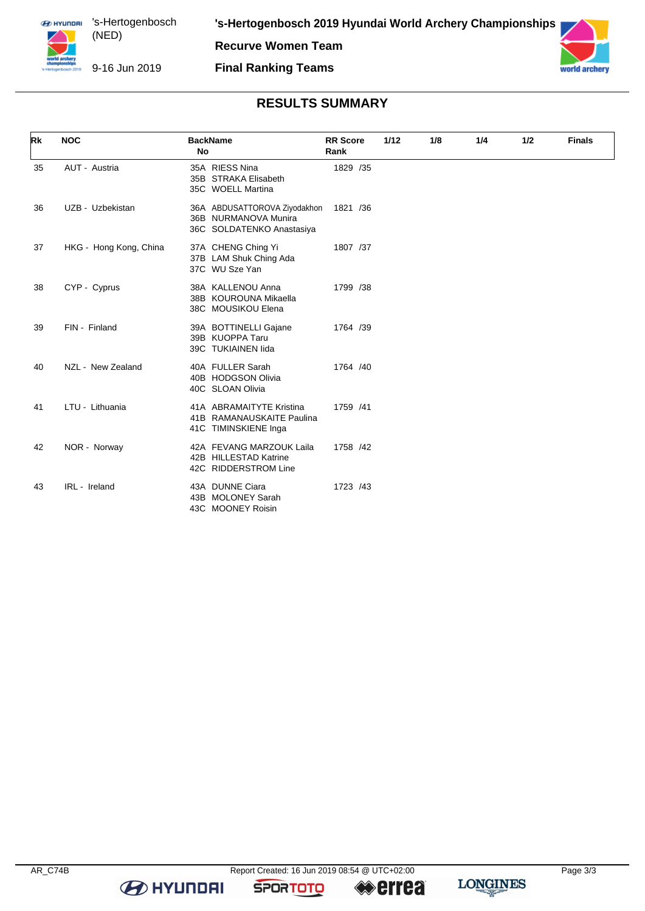# RESULTS SUMMARY

| Rk | NOC | BackName No | RR Score Rank | 1/12 | 1/8 | 1/4 | 1/2 | Finals |
|---|---|---|---|---|---|---|---|---|
| 35 | AUT - Austria | 35A RIESS Nina<br>35B STRAKA Elisabeth<br>35C WOELL Martina | 1829 /35 | | | | | |
| 36 | UZB - Uzbekistan | 36A ABDUSATTOROVA Ziyodakhon<br>36B NURMANOVA Munira<br>36C SOLDATENKO Anastasiya | 1821 /36 | | | | | |
| 37 | HKG - Hong Kong, China | 37A CHENG Ching Yi<br>37B LAM Shuk Ching Ada<br>37C WU Sze Yan | 1807 /37 | | | | | |
| 38 | CYP - Cyprus | 38A KALLENOU Anna<br>38B KOUROUNA Mikaella<br>38C MOUSIKOU Elena | 1799 /38 | | | | | |
| 39 | FIN - Finland | 39A BOTTINELLI Gajane<br>39B KUOPPA Taru<br>39C TUKIAINEN Iida | 1764 /39 | | | | | |
| 40 | NZL - New Zealand | 40A FULLER Sarah<br>40B HODGSON Olivia<br>40C SLOAN Olivia | 1764 /40 | | | | | |
| 41 | LTU - Lithuania | 41A ABRAMAITYTE Kristina<br>41B RAMANAUSKAITE Paulina<br>41C TIMINSKIENE Inga | 1759 /41 | | | | | |
| 42 | NOR - Norway | 42A FEVANG MARZOUK Laila<br>42B HILLESTAD Katrine<br>42C RIDDERSTROM Line | 1758 /42 | | | | | |
| 43 | IRL - Ireland | 43A DUNNE Ciara<br>43B MOLONEY Sarah<br>43C MOONEY Roisin | 1723 /43 | | | | | |